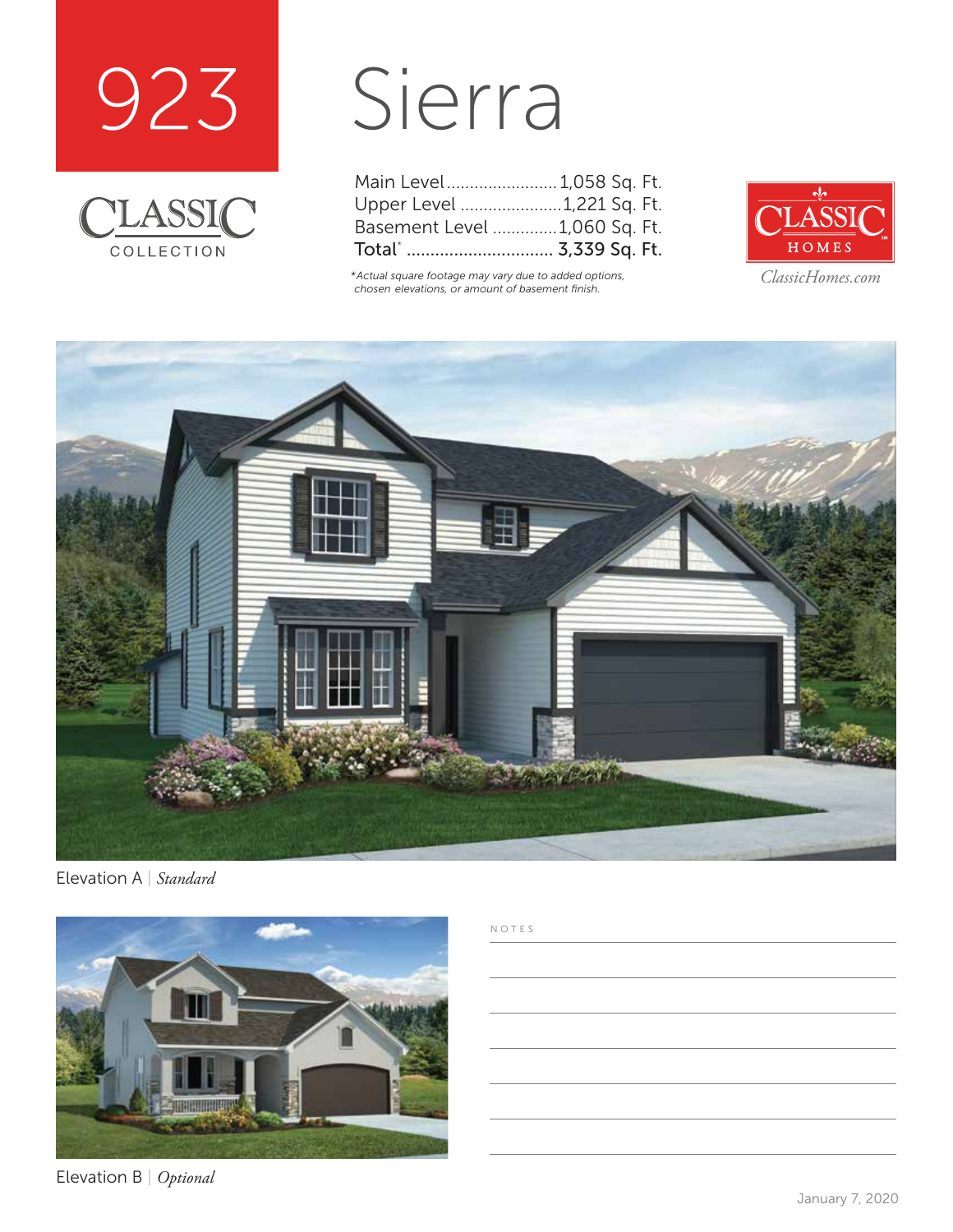# 923

CLASSIC COLLECTION

# Sierra

| | |
|---|---|
| Main Level | 1,058 Sq. Ft. |
| Upper Level | 1,221 Sq. Ft. |
| Basement Level | 1,060 Sq. Ft. |
| **Total*** | **3,339 Sq. Ft.** |

*\*Actual square footage may vary due to added options, chosen elevations, or amount of basement finish.*

CLASSIC HOMES

*ClassicHomes.com*

Elevation A | *Standard*

Elevation B | *Optional*

NOTES

January 7, 2020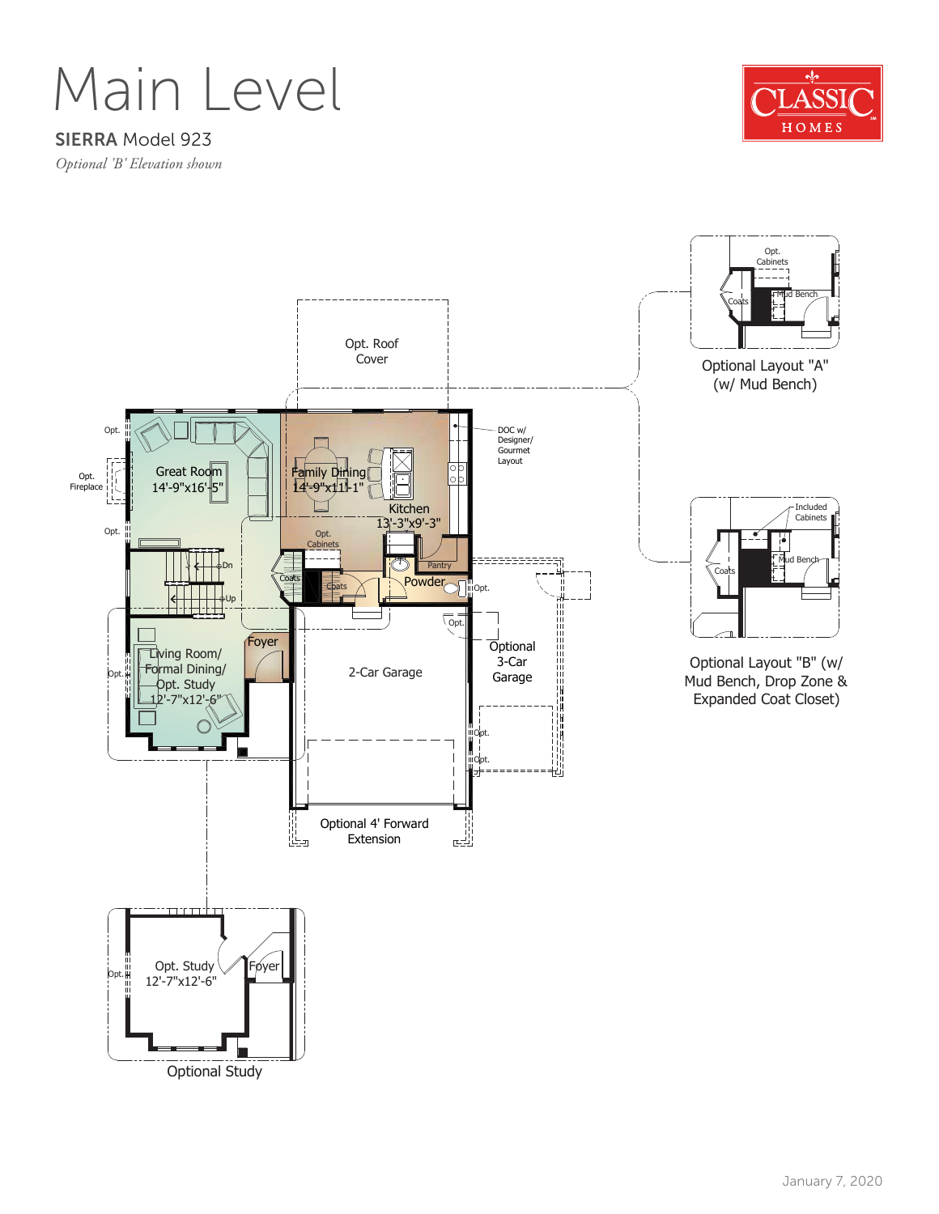# Main Level

**SIERRA** Model 923

*Optional 'B' Elevation shown*

CLASSIC HOMES

Opt. Roof Cover

Opt.

Opt. Fireplace

Great Room 14'-9"x16'-5"

Family Dining 14'-9"x11'-1"

DOC w/ Designer/ Gourmet Layout

Kitchen 13'-3"x9'-3"

Opt.

Opt. Cabinets

Dn

Coats

Coats

Pantry

Powder

Opt.

Up

Opt.

Foyer

Living Room/ Formal Dining/ Opt. Study 12'-7"x12'-6"

Opt.

2-Car Garage

Optional 3-Car Garage

Opt.

Opt.

Optional 4' Forward Extension

Opt. Cabinets

Coats

Mud Bench

Optional Layout "A" (w/ Mud Bench)

Included Cabinets

Coats

Mud Bench

Optional Layout "B" (w/ Mud Bench, Drop Zone & Expanded Coat Closet)

Opt.

Opt. Study 12'-7"x12'-6"

Foyer

Optional Study

January 7, 2020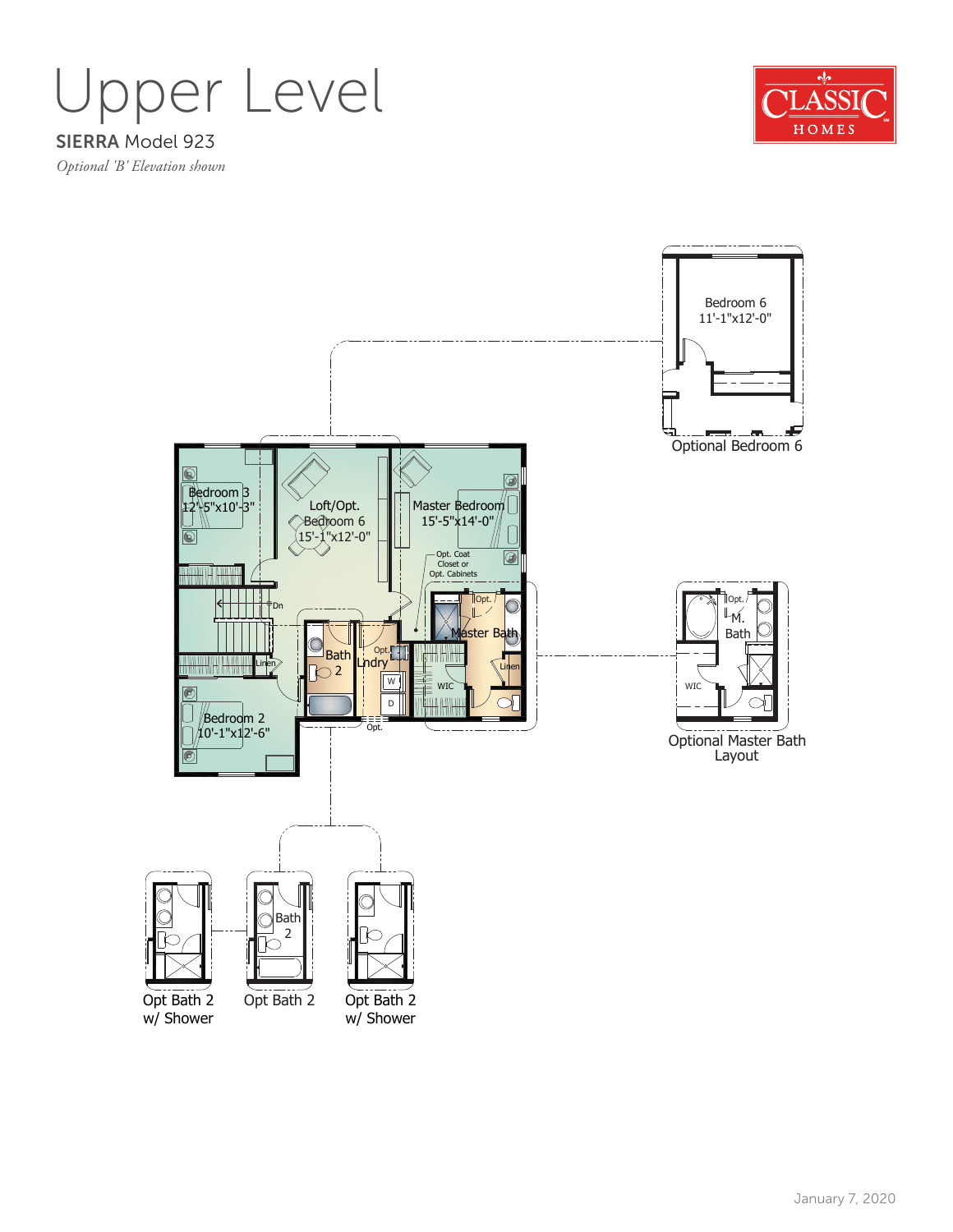# Upper Level

**SIERRA** Model 923

*Optional 'B' Elevation shown*

CLASSIC HOMES

Bedroom 6
11'-1"x12'-0"

Optional Bedroom 6

Bedroom 3
12'-5"x10'-3"

Loft/Opt. Bedroom 6
15'-1"x12'-0"

Master Bedroom
15'-5"x14'-0"

Opt. Coat Closet or Opt. Cabinets

Dn

Linen

Bath 2

Opt.

Lndry

W

D

Opt.

Master Bath

Linen

WIC

Bedroom 2
10'-1"x12'-6"

Opt.

M. Bath

WIC

Optional Master Bath Layout

Bath 2

Opt Bath 2 w/ Shower

Opt Bath 2

Opt Bath 2 w/ Shower

January 7, 2020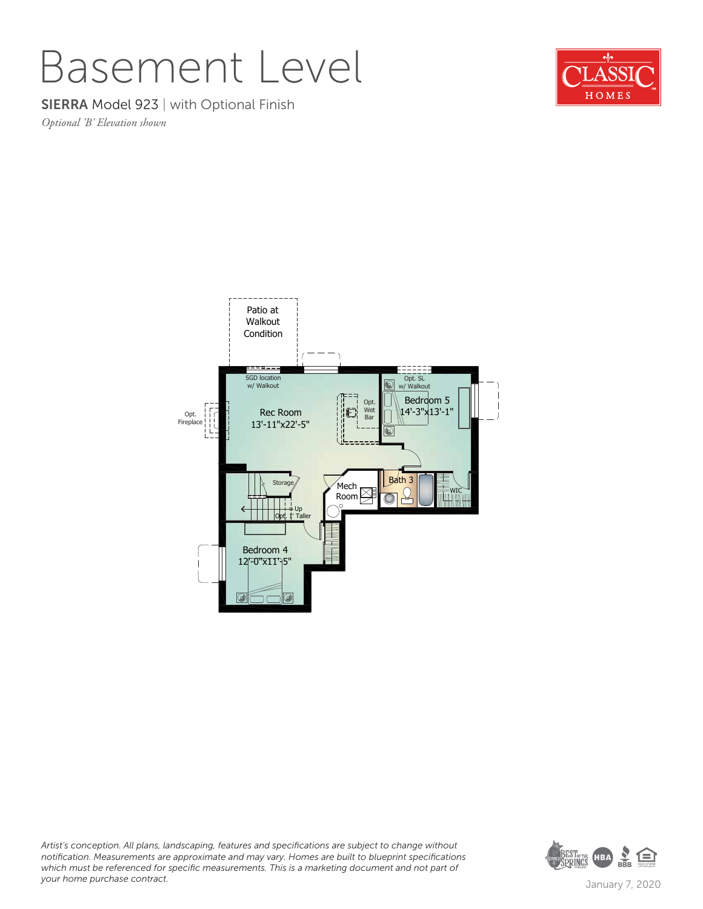# Basement Level

SIERRA Model 923 | with Optional Finish

*Optional 'B' Elevation shown*

Patio at Walkout Condition

SGD location w/ Walkout

Opt. SL w/ Walkout

Opt. Fireplace

Rec Room
13'-11"x22'-5"

Opt. Wet Bar

Bedroom 5
14'-3"x13'-1"

Storage

Mech Room

Bath 3

WIC

Up

Opt. 1' Taller

Bedroom 4
12'-0"x11'-5"

*Artist's conception. All plans, landscaping, features and specifications are subject to change without notification. Measurements are approximate and may vary. Homes are built to blueprint specifications which must be referenced for specific measurements. This is a marketing document and not part of your home purchase contract.*

January 7, 2020